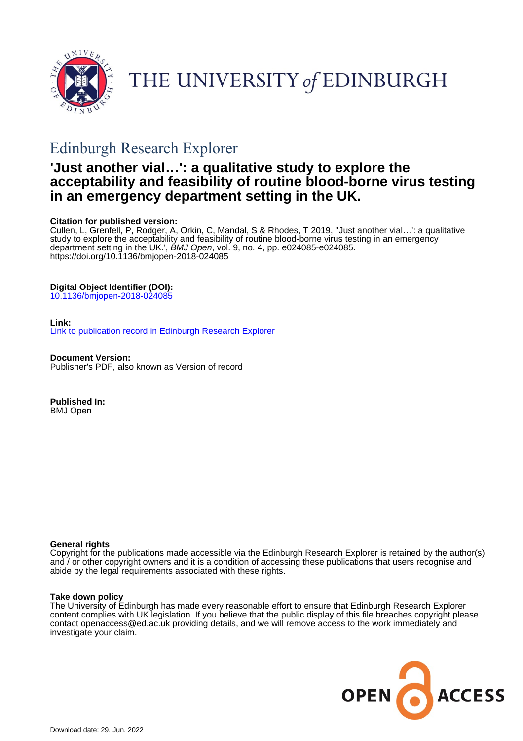THE UNIVERSITY of EDINBURGH

# Edinburgh Research Explorer

## 'Just another vial…': a qualitative study to explore the acceptability and feasibility of routine blood-borne virus testing in an emergency department setting in the UK.

**Citation for published version:**
Cullen, L, Grenfell, P, Rodger, A, Orkin, C, Mandal, S & Rhodes, T 2019, ''Just another vial…': a qualitative study to explore the acceptability and feasibility of routine blood-borne virus testing in an emergency department setting in the UK.', *BMJ Open*, vol. 9, no. 4, pp. e024085-e024085. https://doi.org/10.1136/bmjopen-2018-024085

**Digital Object Identifier (DOI):**
10.1136/bmjopen-2018-024085

**Link:**
Link to publication record in Edinburgh Research Explorer

**Document Version:**
Publisher's PDF, also known as Version of record

**Published In:**
BMJ Open

**General rights**
Copyright for the publications made accessible via the Edinburgh Research Explorer is retained by the author(s) and / or other copyright owners and it is a condition of accessing these publications that users recognise and abide by the legal requirements associated with these rights.

**Take down policy**
The University of Edinburgh has made every reasonable effort to ensure that Edinburgh Research Explorer content complies with UK legislation. If you believe that the public display of this file breaches copyright please contact openaccess@ed.ac.uk providing details, and we will remove access to the work immediately and investigate your claim.

Download date: 29. Jun. 2022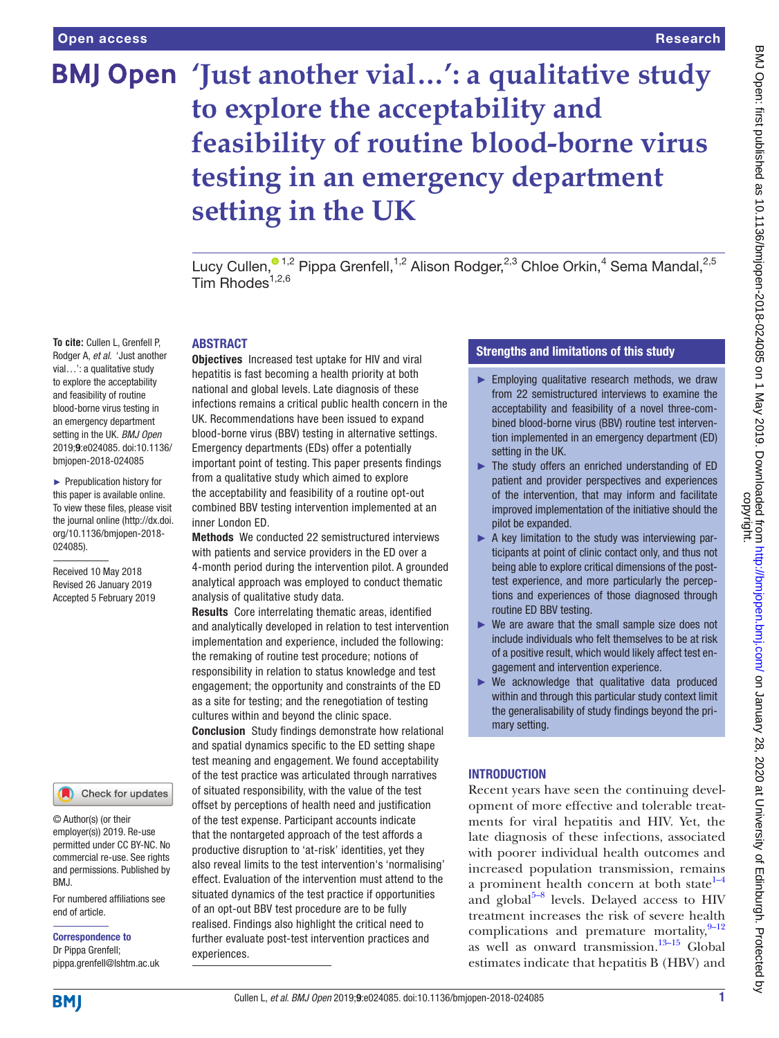# 'Just another vial…': a qualitative study to explore the acceptability and feasibility of routine blood-borne virus testing in an emergency department setting in the UK

Lucy Cullen,[1,2] Pippa Grenfell,[1,2] Alison Rodger,[2,3] Chloe Orkin,[4] Sema Mandal,[2,5] Tim Rhodes[1,2,6]

**To cite:** Cullen L, Grenfell P, Rodger A, *et al*. 'Just another vial…': a qualitative study to explore the acceptability and feasibility of routine blood-borne virus testing in an emergency department setting in the UK. *BMJ Open* 2019;**9**:e024085. doi:10.1136/bmjopen-2018-024085

► Prepublication history for this paper is available online. To view these files, please visit the journal online (http://dx.doi.org/10.1136/bmjopen-2018-024085).

Received 10 May 2018
Revised 26 January 2019
Accepted 5 February 2019

© Author(s) (or their employer(s)) 2019. Re-use permitted under CC BY-NC. No commercial re-use. See rights and permissions. Published by BMJ.

For numbered affiliations see end of article.

**Correspondence to**
Dr Pippa Grenfell;
pippa.grenfell@lshtm.ac.uk

## ABSTRACT

**Objectives** Increased test uptake for HIV and viral hepatitis is fast becoming a health priority at both national and global levels. Late diagnosis of these infections remains a critical public health concern in the UK. Recommendations have been issued to expand blood-borne virus (BBV) testing in alternative settings. Emergency departments (EDs) offer a potentially important point of testing. This paper presents findings from a qualitative study which aimed to explore the acceptability and feasibility of a routine opt-out combined BBV testing intervention implemented at an inner London ED.

**Methods** We conducted 22 semistructured interviews with patients and service providers in the ED over a 4-month period during the intervention pilot. A grounded analytical approach was employed to conduct thematic analysis of qualitative study data.

**Results** Core interrelating thematic areas, identified and analytically developed in relation to test intervention implementation and experience, included the following: the remaking of routine test procedure; notions of responsibility in relation to status knowledge and test engagement; the opportunity and constraints of the ED as a site for testing; and the renegotiation of testing cultures within and beyond the clinic space.

**Conclusion** Study findings demonstrate how relational and spatial dynamics specific to the ED setting shape test meaning and engagement. We found acceptability of the test practice was articulated through narratives of situated responsibility, with the value of the test offset by perceptions of health need and justification of the test expense. Participant accounts indicate that the nontargeted approach of the test affords a productive disruption to 'at-risk' identities, yet they also reveal limits to the test intervention's 'normalising' effect. Evaluation of the intervention must attend to the situated dynamics of the test practice if opportunities of an opt-out BBV test procedure are to be fully realised. Findings also highlight the critical need to further evaluate post-test intervention practices and experiences.

## Strengths and limitations of this study

- ► Employing qualitative research methods, we draw from 22 semistructured interviews to examine the acceptability and feasibility of a novel three-combined blood-borne virus (BBV) routine test intervention implemented in an emergency department (ED) setting in the UK.
- ► The study offers an enriched understanding of ED patient and provider perspectives and experiences of the intervention, that may inform and facilitate improved implementation of the initiative should the pilot be expanded.
- ► A key limitation to the study was interviewing participants at point of clinic contact only, and thus not being able to explore critical dimensions of the post-test experience, and more particularly the perceptions and experiences of those diagnosed through routine ED BBV testing.
- ► We are aware that the small sample size does not include individuals who felt themselves to be at risk of a positive result, which would likely affect test engagement and intervention experience.
- ► We acknowledge that qualitative data produced within and through this particular study context limit the generalisability of study findings beyond the primary setting.

## INTRODUCTION

Recent years have seen the continuing development of more effective and tolerable treatments for viral hepatitis and HIV. Yet, the late diagnosis of these infections, associated with poorer individual health outcomes and increased population transmission, remains a prominent health concern at both state[1–4] and global[5–8] levels. Delayed access to HIV treatment increases the risk of severe health complications and premature mortality,[9–12] as well as onward transmission.[13–15] Global estimates indicate that hepatitis B (HBV) and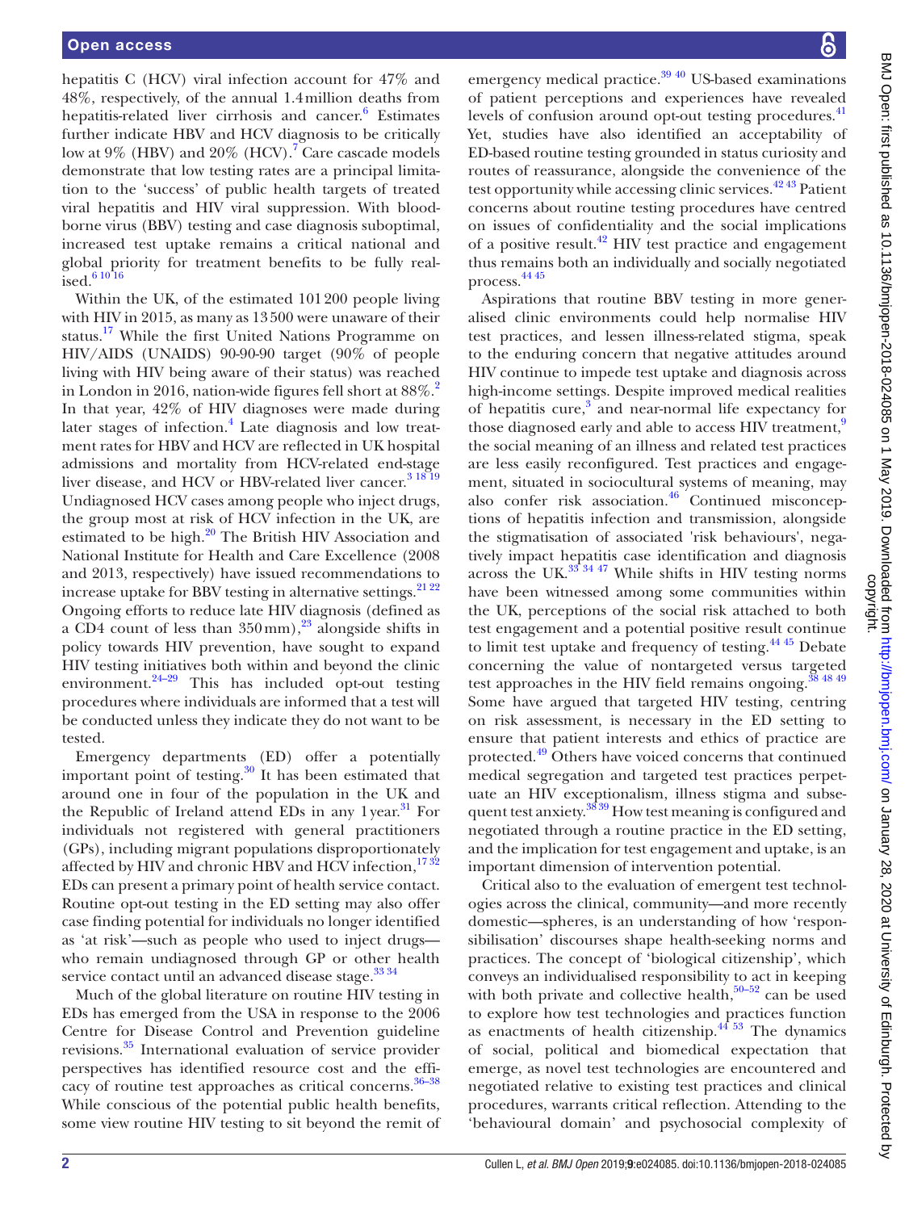hepatitis C (HCV) viral infection account for 47% and 48%, respectively, of the annual 1.4 million deaths from hepatitis-related liver cirrhosis and cancer.[6] Estimates further indicate HBV and HCV diagnosis to be critically low at 9% (HBV) and 20% (HCV).[7] Care cascade models demonstrate that low testing rates are a principal limitation to the 'success' of public health targets of treated viral hepatitis and HIV viral suppression. With bloodborne virus (BBV) testing and case diagnosis suboptimal, increased test uptake remains a critical national and global priority for treatment benefits to be fully realised.[6 10 16]

Within the UK, of the estimated 101 200 people living with HIV in 2015, as many as 13 500 were unaware of their status.[17] While the first United Nations Programme on HIV/AIDS (UNAIDS) 90-90-90 target (90% of people living with HIV being aware of their status) was reached in London in 2016, nation-wide figures fell short at 88%.[2] In that year, 42% of HIV diagnoses were made during later stages of infection.[4] Late diagnosis and low treatment rates for HBV and HCV are reflected in UK hospital admissions and mortality from HCV-related end-stage liver disease, and HCV or HBV-related liver cancer.[3 18 19] Undiagnosed HCV cases among people who inject drugs, the group most at risk of HCV infection in the UK, are estimated to be high.[20] The British HIV Association and National Institute for Health and Care Excellence (2008 and 2013, respectively) have issued recommendations to increase uptake for BBV testing in alternative settings.[21 22] Ongoing efforts to reduce late HIV diagnosis (defined as a CD4 count of less than 350 mm),[23] alongside shifts in policy towards HIV prevention, have sought to expand HIV testing initiatives both within and beyond the clinic environment.[24–29] This has included opt-out testing procedures where individuals are informed that a test will be conducted unless they indicate they do not want to be tested.

Emergency departments (ED) offer a potentially important point of testing.[30] It has been estimated that around one in four of the population in the UK and the Republic of Ireland attend EDs in any 1 year.[31] For individuals not registered with general practitioners (GPs), including migrant populations disproportionately affected by HIV and chronic HBV and HCV infection,[17 32] EDs can present a primary point of health service contact. Routine opt-out testing in the ED setting may also offer case finding potential for individuals no longer identified as 'at risk'—such as people who used to inject drugs—who remain undiagnosed through GP or other health service contact until an advanced disease stage.[33 34]

Much of the global literature on routine HIV testing in EDs has emerged from the USA in response to the 2006 Centre for Disease Control and Prevention guideline revisions.[35] International evaluation of service provider perspectives has identified resource cost and the efficacy of routine test approaches as critical concerns.[36–38] While conscious of the potential public health benefits, some view routine HIV testing to sit beyond the remit of emergency medical practice.[39 40] US-based examinations of patient perceptions and experiences have revealed levels of confusion around opt-out testing procedures.[41] Yet, studies have also identified an acceptability of ED-based routine testing grounded in status curiosity and routes of reassurance, alongside the convenience of the test opportunity while accessing clinic services.[42 43] Patient concerns about routine testing procedures have centred on issues of confidentiality and the social implications of a positive result.[42] HIV test practice and engagement thus remains both an individually and socially negotiated process.[44 45]

Aspirations that routine BBV testing in more generalised clinic environments could help normalise HIV test practices, and lessen illness-related stigma, speak to the enduring concern that negative attitudes around HIV continue to impede test uptake and diagnosis across high-income settings. Despite improved medical realities of hepatitis cure,[3] and near-normal life expectancy for those diagnosed early and able to access HIV treatment,[9] the social meaning of an illness and related test practices are less easily reconfigured. Test practices and engagement, situated in sociocultural systems of meaning, may also confer risk association.[46] Continued misconceptions of hepatitis infection and transmission, alongside the stigmatisation of associated 'risk behaviours', negatively impact hepatitis case identification and diagnosis across the UK.[33 34 47] While shifts in HIV testing norms have been witnessed among some communities within the UK, perceptions of the social risk attached to both test engagement and a potential positive result continue to limit test uptake and frequency of testing.[44 45] Debate concerning the value of nontargeted versus targeted test approaches in the HIV field remains ongoing.[38 48 49] Some have argued that targeted HIV testing, centring on risk assessment, is necessary in the ED setting to ensure that patient interests and ethics of practice are protected.[49] Others have voiced concerns that continued medical segregation and targeted test practices perpetuate an HIV exceptionalism, illness stigma and subsequent test anxiety.[38 39] How test meaning is configured and negotiated through a routine practice in the ED setting, and the implication for test engagement and uptake, is an important dimension of intervention potential.

Critical also to the evaluation of emergent test technologies across the clinical, community—and more recently domestic—spheres, is an understanding of how 'responsibilisation' discourses shape health-seeking norms and practices. The concept of 'biological citizenship', which conveys an individualised responsibility to act in keeping with both private and collective health,[50–52] can be used to explore how test technologies and practices function as enactments of health citizenship.[44 53] The dynamics of social, political and biomedical expectation that emerge, as novel test technologies are encountered and negotiated relative to existing test practices and clinical procedures, warrants critical reflection. Attending to the 'behavioural domain' and psychosocial complexity of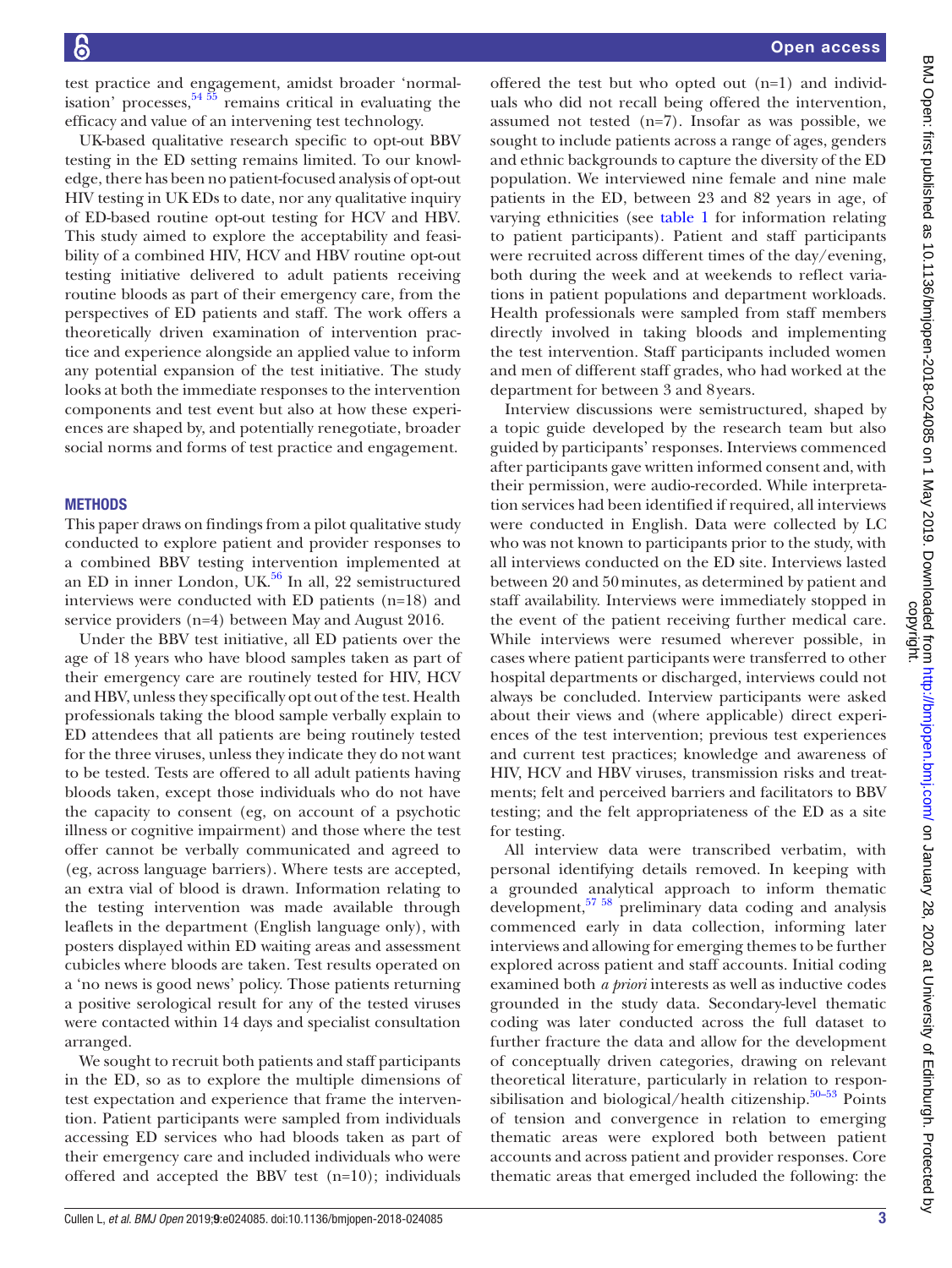test practice and engagement, amidst broader 'normalisation' processes,[54 55] remains critical in evaluating the efficacy and value of an intervening test technology.

UK-based qualitative research specific to opt-out BBV testing in the ED setting remains limited. To our knowledge, there has been no patient-focused analysis of opt-out HIV testing in UK EDs to date, nor any qualitative inquiry of ED-based routine opt-out testing for HCV and HBV. This study aimed to explore the acceptability and feasibility of a combined HIV, HCV and HBV routine opt-out testing initiative delivered to adult patients receiving routine bloods as part of their emergency care, from the perspectives of ED patients and staff. The work offers a theoretically driven examination of intervention practice and experience alongside an applied value to inform any potential expansion of the test initiative. The study looks at both the immediate responses to the intervention components and test event but also at how these experiences are shaped by, and potentially renegotiate, broader social norms and forms of test practice and engagement.

## METHODS

This paper draws on findings from a pilot qualitative study conducted to explore patient and provider responses to a combined BBV testing intervention implemented at an ED in inner London, UK.[56] In all, 22 semistructured interviews were conducted with ED patients (n=18) and service providers (n=4) between May and August 2016.

Under the BBV test initiative, all ED patients over the age of 18 years who have blood samples taken as part of their emergency care are routinely tested for HIV, HCV and HBV, unless they specifically opt out of the test. Health professionals taking the blood sample verbally explain to ED attendees that all patients are being routinely tested for the three viruses, unless they indicate they do not want to be tested. Tests are offered to all adult patients having bloods taken, except those individuals who do not have the capacity to consent (eg, on account of a psychotic illness or cognitive impairment) and those where the test offer cannot be verbally communicated and agreed to (eg, across language barriers). Where tests are accepted, an extra vial of blood is drawn. Information relating to the testing intervention was made available through leaflets in the department (English language only), with posters displayed within ED waiting areas and assessment cubicles where bloods are taken. Test results operated on a 'no news is good news' policy. Those patients returning a positive serological result for any of the tested viruses were contacted within 14 days and specialist consultation arranged.

We sought to recruit both patients and staff participants in the ED, so as to explore the multiple dimensions of test expectation and experience that frame the intervention. Patient participants were sampled from individuals accessing ED services who had bloods taken as part of their emergency care and included individuals who were offered and accepted the BBV test (n=10); individuals offered the test but who opted out (n=1) and individuals who did not recall being offered the intervention, assumed not tested (n=7). Insofar as was possible, we sought to include patients across a range of ages, genders and ethnic backgrounds to capture the diversity of the ED population. We interviewed nine female and nine male patients in the ED, between 23 and 82 years in age, of varying ethnicities (see table 1 for information relating to patient participants). Patient and staff participants were recruited across different times of the day/evening, both during the week and at weekends to reflect variations in patient populations and department workloads. Health professionals were sampled from staff members directly involved in taking bloods and implementing the test intervention. Staff participants included women and men of different staff grades, who had worked at the department for between 3 and 8 years.

Interview discussions were semistructured, shaped by a topic guide developed by the research team but also guided by participants' responses. Interviews commenced after participants gave written informed consent and, with their permission, were audio-recorded. While interpretation services had been identified if required, all interviews were conducted in English. Data were collected by LC who was not known to participants prior to the study, with all interviews conducted on the ED site. Interviews lasted between 20 and 50 minutes, as determined by patient and staff availability. Interviews were immediately stopped in the event of the patient receiving further medical care. While interviews were resumed wherever possible, in cases where patient participants were transferred to other hospital departments or discharged, interviews could not always be concluded. Interview participants were asked about their views and (where applicable) direct experiences of the test intervention; previous test experiences and current test practices; knowledge and awareness of HIV, HCV and HBV viruses, transmission risks and treatments; felt and perceived barriers and facilitators to BBV testing; and the felt appropriateness of the ED as a site for testing.

All interview data were transcribed verbatim, with personal identifying details removed. In keeping with a grounded analytical approach to inform thematic development,[57 58] preliminary data coding and analysis commenced early in data collection, informing later interviews and allowing for emerging themes to be further explored across patient and staff accounts. Initial coding examined both *a priori* interests as well as inductive codes grounded in the study data. Secondary-level thematic coding was later conducted across the full dataset to further fracture the data and allow for the development of conceptually driven categories, drawing on relevant theoretical literature, particularly in relation to responsibilisation and biological/health citizenship.[50–53] Points of tension and convergence in relation to emerging thematic areas were explored both between patient accounts and across patient and provider responses. Core thematic areas that emerged included the following: the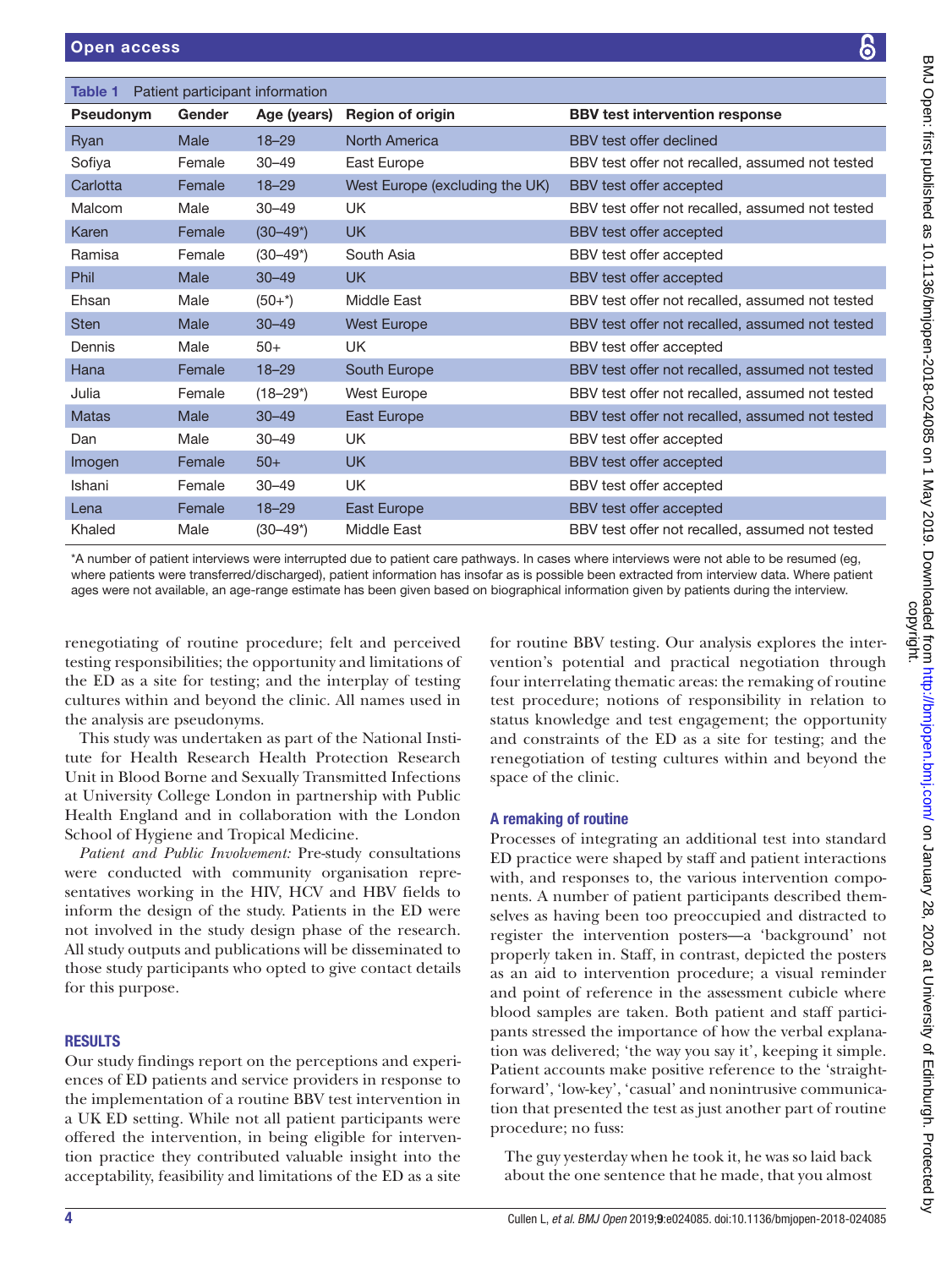**Table 1** Patient participant information

| Pseudonym | Gender | Age (years) | Region of origin | BBV test intervention response |
|---|---|---|---|---|
| Ryan | Male | 18–29 | North America | BBV test offer declined |
| Sofiya | Female | 30–49 | East Europe | BBV test offer not recalled, assumed not tested |
| Carlotta | Female | 18–29 | West Europe (excluding the UK) | BBV test offer accepted |
| Malcom | Male | 30–49 | UK | BBV test offer not recalled, assumed not tested |
| Karen | Female | (30–49*) | UK | BBV test offer accepted |
| Ramisa | Female | (30–49*) | South Asia | BBV test offer accepted |
| Phil | Male | 30–49 | UK | BBV test offer accepted |
| Ehsan | Male | (50+*) | Middle East | BBV test offer not recalled, assumed not tested |
| Sten | Male | 30–49 | West Europe | BBV test offer not recalled, assumed not tested |
| Dennis | Male | 50+ | UK | BBV test offer accepted |
| Hana | Female | 18–29 | South Europe | BBV test offer not recalled, assumed not tested |
| Julia | Female | (18–29*) | West Europe | BBV test offer not recalled, assumed not tested |
| Matas | Male | 30–49 | East Europe | BBV test offer not recalled, assumed not tested |
| Dan | Male | 30–49 | UK | BBV test offer accepted |
| Imogen | Female | 50+ | UK | BBV test offer accepted |
| Ishani | Female | 30–49 | UK | BBV test offer accepted |
| Lena | Female | 18–29 | East Europe | BBV test offer accepted |
| Khaled | Male | (30–49*) | Middle East | BBV test offer not recalled, assumed not tested |

*A number of patient interviews were interrupted due to patient care pathways. In cases where interviews were not able to be resumed (eg, where patients were transferred/discharged), patient information has insofar as is possible been extracted from interview data. Where patient ages were not available, an age-range estimate has been given based on biographical information given by patients during the interview.

renegotiating of routine procedure; felt and perceived testing responsibilities; the opportunity and limitations of the ED as a site for testing; and the interplay of testing cultures within and beyond the clinic. All names used in the analysis are pseudonyms.

This study was undertaken as part of the National Institute for Health Research Health Protection Research Unit in Blood Borne and Sexually Transmitted Infections at University College London in partnership with Public Health England and in collaboration with the London School of Hygiene and Tropical Medicine.

*Patient and Public Involvement:* Pre-study consultations were conducted with community organisation representatives working in the HIV, HCV and HBV fields to inform the design of the study. Patients in the ED were not involved in the study design phase of the research. All study outputs and publications will be disseminated to those study participants who opted to give contact details for this purpose.

## RESULTS

Our study findings report on the perceptions and experiences of ED patients and service providers in response to the implementation of a routine BBV test intervention in a UK ED setting. While not all patient participants were offered the intervention, in being eligible for intervention practice they contributed valuable insight into the acceptability, feasibility and limitations of the ED as a site for routine BBV testing. Our analysis explores the intervention's potential and practical negotiation through four interrelating thematic areas: the remaking of routine test procedure; notions of responsibility in relation to status knowledge and test engagement; the opportunity and constraints of the ED as a site for testing; and the renegotiation of testing cultures within and beyond the space of the clinic.

### A remaking of routine

Processes of integrating an additional test into standard ED practice were shaped by staff and patient interactions with, and responses to, the various intervention components. A number of patient participants described themselves as having been too preoccupied and distracted to register the intervention posters—a 'background' not properly taken in. Staff, in contrast, depicted the posters as an aid to intervention procedure; a visual reminder and point of reference in the assessment cubicle where blood samples are taken. Both patient and staff participants stressed the importance of how the verbal explanation was delivered; 'the way you say it', keeping it simple. Patient accounts make positive reference to the 'straightforward', 'low-key', 'casual' and nonintrusive communication that presented the test as just another part of routine procedure; no fuss:

> The guy yesterday when he took it, he was so laid back about the one sentence that he made, that you almost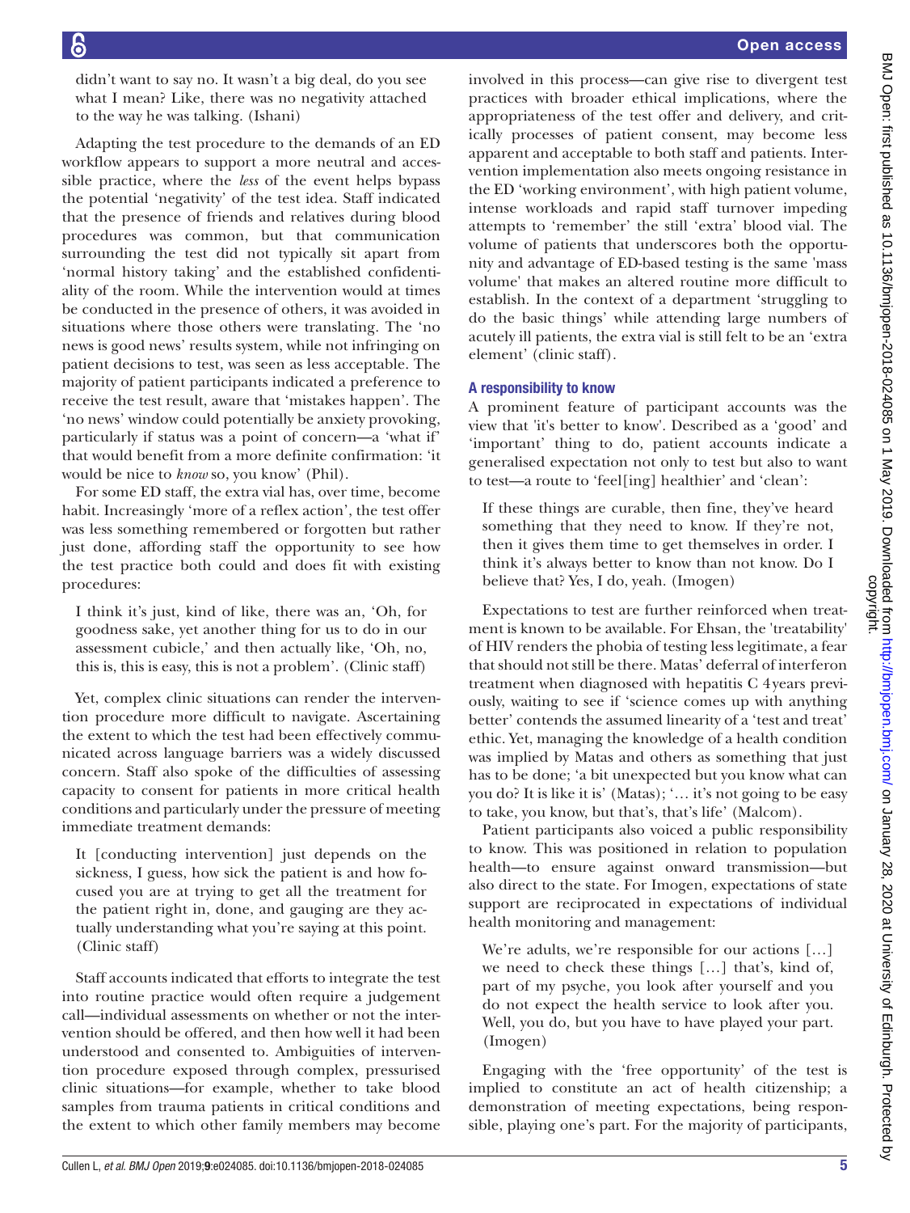didn't want to say no. It wasn't a big deal, do you see what I mean? Like, there was no negativity attached to the way he was talking. (Ishani)

Adapting the test procedure to the demands of an ED workflow appears to support a more neutral and accessible practice, where the *less* of the event helps bypass the potential 'negativity' of the test idea. Staff indicated that the presence of friends and relatives during blood procedures was common, but that communication surrounding the test did not typically sit apart from 'normal history taking' and the established confidentiality of the room. While the intervention would at times be conducted in the presence of others, it was avoided in situations where those others were translating. The 'no news is good news' results system, while not infringing on patient decisions to test, was seen as less acceptable. The majority of patient participants indicated a preference to receive the test result, aware that 'mistakes happen'. The 'no news' window could potentially be anxiety provoking, particularly if status was a point of concern—a 'what if' that would benefit from a more definite confirmation: 'it would be nice to *know* so, you know' (Phil).

For some ED staff, the extra vial has, over time, become habit. Increasingly 'more of a reflex action', the test offer was less something remembered or forgotten but rather just done, affording staff the opportunity to see how the test practice both could and does fit with existing procedures:

> I think it's just, kind of like, there was an, 'Oh, for goodness sake, yet another thing for us to do in our assessment cubicle,' and then actually like, 'Oh, no, this is, this is easy, this is not a problem'. (Clinic staff)

Yet, complex clinic situations can render the intervention procedure more difficult to navigate. Ascertaining the extent to which the test had been effectively communicated across language barriers was a widely discussed concern. Staff also spoke of the difficulties of assessing capacity to consent for patients in more critical health conditions and particularly under the pressure of meeting immediate treatment demands:

> It [conducting intervention] just depends on the sickness, I guess, how sick the patient is and how focused you are at trying to get all the treatment for the patient right in, done, and gauging are they actually understanding what you're saying at this point. (Clinic staff)

Staff accounts indicated that efforts to integrate the test into routine practice would often require a judgement call—individual assessments on whether or not the intervention should be offered, and then how well it had been understood and consented to. Ambiguities of intervention procedure exposed through complex, pressurised clinic situations—for example, whether to take blood samples from trauma patients in critical conditions and the extent to which other family members may become involved in this process—can give rise to divergent test practices with broader ethical implications, where the appropriateness of the test offer and delivery, and critically processes of patient consent, may become less apparent and acceptable to both staff and patients. Intervention implementation also meets ongoing resistance in the ED 'working environment', with high patient volume, intense workloads and rapid staff turnover impeding attempts to 'remember' the still 'extra' blood vial. The volume of patients that underscores both the opportunity and advantage of ED-based testing is the same 'mass volume' that makes an altered routine more difficult to establish. In the context of a department 'struggling to do the basic things' while attending large numbers of acutely ill patients, the extra vial is still felt to be an 'extra element' (clinic staff).

### A responsibility to know

A prominent feature of participant accounts was the view that 'it's better to know'. Described as a 'good' and 'important' thing to do, patient accounts indicate a generalised expectation not only to test but also to want to test—a route to 'feel[ing] healthier' and 'clean':

> If these things are curable, then fine, they've heard something that they need to know. If they're not, then it gives them time to get themselves in order. I think it's always better to know than not know. Do I believe that? Yes, I do, yeah. (Imogen)

Expectations to test are further reinforced when treatment is known to be available. For Ehsan, the 'treatability' of HIV renders the phobia of testing less legitimate, a fear that should not still be there. Matas' deferral of interferon treatment when diagnosed with hepatitis C 4 years previously, waiting to see if 'science comes up with anything better' contends the assumed linearity of a 'test and treat' ethic. Yet, managing the knowledge of a health condition was implied by Matas and others as something that just has to be done; 'a bit unexpected but you know what can you do? It is like it is' (Matas); '… it's not going to be easy to take, you know, but that's, that's life' (Malcom).

Patient participants also voiced a public responsibility to know. This was positioned in relation to population health—to ensure against onward transmission—but also direct to the state. For Imogen, expectations of state support are reciprocated in expectations of individual health monitoring and management:

> We're adults, we're responsible for our actions […] we need to check these things […] that's, kind of, part of my psyche, you look after yourself and you do not expect the health service to look after you. Well, you do, but you have to have played your part. (Imogen)

Engaging with the 'free opportunity' of the test is implied to constitute an act of health citizenship; a demonstration of meeting expectations, being responsible, playing one's part. For the majority of participants,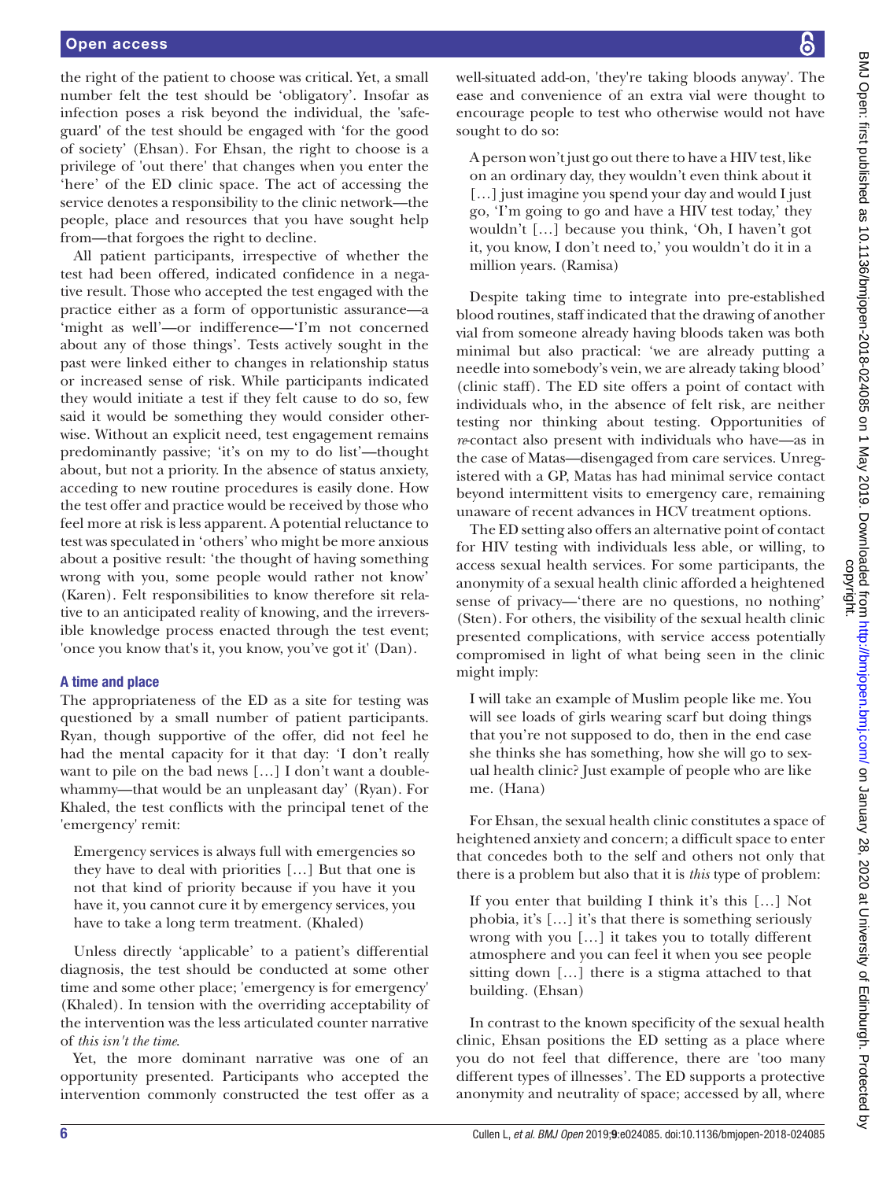the right of the patient to choose was critical. Yet, a small number felt the test should be 'obligatory'. Insofar as infection poses a risk beyond the individual, the 'safeguard' of the test should be engaged with 'for the good of society' (Ehsan). For Ehsan, the right to choose is a privilege of 'out there' that changes when you enter the 'here' of the ED clinic space. The act of accessing the service denotes a responsibility to the clinic network—the people, place and resources that you have sought help from—that forgoes the right to decline.

All patient participants, irrespective of whether the test had been offered, indicated confidence in a negative result. Those who accepted the test engaged with the practice either as a form of opportunistic assurance—a 'might as well'—or indifference—'I'm not concerned about any of those things'. Tests actively sought in the past were linked either to changes in relationship status or increased sense of risk. While participants indicated they would initiate a test if they felt cause to do so, few said it would be something they would consider otherwise. Without an explicit need, test engagement remains predominantly passive; 'it's on my to do list'—thought about, but not a priority. In the absence of status anxiety, acceding to new routine procedures is easily done. How the test offer and practice would be received by those who feel more at risk is less apparent. A potential reluctance to test was speculated in 'others' who might be more anxious about a positive result: 'the thought of having something wrong with you, some people would rather not know' (Karen). Felt responsibilities to know therefore sit relative to an anticipated reality of knowing, and the irreversible knowledge process enacted through the test event; 'once you know that's it, you know, you've got it' (Dan).

### A time and place

The appropriateness of the ED as a site for testing was questioned by a small number of patient participants. Ryan, though supportive of the offer, did not feel he had the mental capacity for it that day: 'I don't really want to pile on the bad news […] I don't want a double-whammy—that would be an unpleasant day' (Ryan). For Khaled, the test conflicts with the principal tenet of the 'emergency' remit:

> Emergency services is always full with emergencies so they have to deal with priorities […] But that one is not that kind of priority because if you have it you have it, you cannot cure it by emergency services, you have to take a long term treatment. (Khaled)

Unless directly 'applicable' to a patient's differential diagnosis, the test should be conducted at some other time and some other place; 'emergency is for emergency' (Khaled). In tension with the overriding acceptability of the intervention was the less articulated counter narrative of *this isn't the time*.

Yet, the more dominant narrative was one of an opportunity presented. Participants who accepted the intervention commonly constructed the test offer as a well-situated add-on, 'they're taking bloods anyway'. The ease and convenience of an extra vial were thought to encourage people to test who otherwise would not have sought to do so:

> A person won't just go out there to have a HIV test, like on an ordinary day, they wouldn't even think about it […] just imagine you spend your day and would I just go, 'I'm going to go and have a HIV test today,' they wouldn't […] because you think, 'Oh, I haven't got it, you know, I don't need to,' you wouldn't do it in a million years. (Ramisa)

Despite taking time to integrate into pre-established blood routines, staff indicated that the drawing of another vial from someone already having bloods taken was both minimal but also practical: 'we are already putting a needle into somebody's vein, we are already taking blood' (clinic staff). The ED site offers a point of contact with individuals who, in the absence of felt risk, are neither testing nor thinking about testing. Opportunities of *re*-contact also present with individuals who have—as in the case of Matas—disengaged from care services. Unregistered with a GP, Matas has had minimal service contact beyond intermittent visits to emergency care, remaining unaware of recent advances in HCV treatment options.

The ED setting also offers an alternative point of contact for HIV testing with individuals less able, or willing, to access sexual health services. For some participants, the anonymity of a sexual health clinic afforded a heightened sense of privacy—'there are no questions, no nothing' (Sten). For others, the visibility of the sexual health clinic presented complications, with service access potentially compromised in light of what being seen in the clinic might imply:

> I will take an example of Muslim people like me. You will see loads of girls wearing scarf but doing things that you're not supposed to do, then in the end case she thinks she has something, how she will go to sexual health clinic? Just example of people who are like me. (Hana)

For Ehsan, the sexual health clinic constitutes a space of heightened anxiety and concern; a difficult space to enter that concedes both to the self and others not only that there is a problem but also that it is *this* type of problem:

> If you enter that building I think it's this […] Not phobia, it's […] it's that there is something seriously wrong with you […] it takes you to totally different atmosphere and you can feel it when you see people sitting down […] there is a stigma attached to that building. (Ehsan)

In contrast to the known specificity of the sexual health clinic, Ehsan positions the ED setting as a place where you do not feel that difference, there are 'too many different types of illnesses'. The ED supports a protective anonymity and neutrality of space; accessed by all, where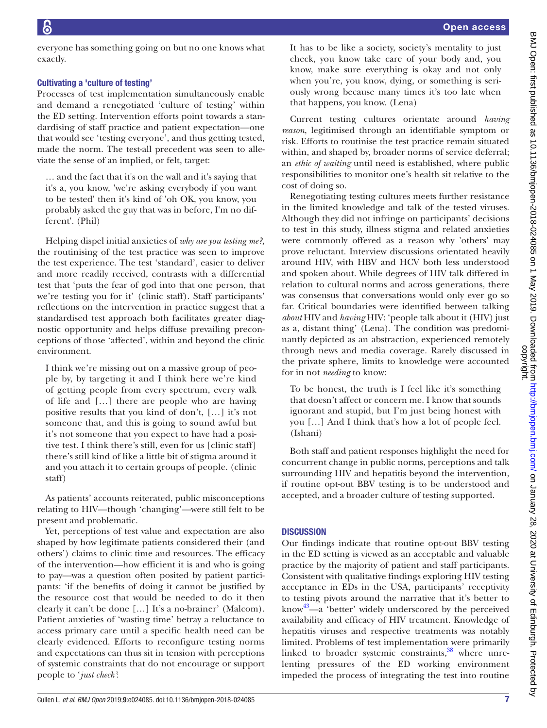everyone has something going on but no one knows what exactly.

### Cultivating a 'culture of testing'

Processes of test implementation simultaneously enable and demand a renegotiated 'culture of testing' within the ED setting. Intervention efforts point towards a standardising of staff practice and patient expectation—one that would see 'testing everyone', and thus getting tested, made the norm. The test-all precedent was seen to alleviate the sense of an implied, or felt, target:

> … and the fact that it's on the wall and it's saying that it's a, you know, 'we're asking everybody if you want to be tested' then it's kind of 'oh OK, you know, you probably asked the guy that was in before, I'm no different'. (Phil)

Helping dispel initial anxieties of *why are you testing me?*, the routinising of the test practice was seen to improve the test experience. The test 'standard', easier to deliver and more readily received, contrasts with a differential test that 'puts the fear of god into that one person, that we're testing you for it' (clinic staff). Staff participants' reflections on the intervention in practice suggest that a standardised test approach both facilitates greater diagnostic opportunity and helps diffuse prevailing preconceptions of those 'affected', within and beyond the clinic environment.

> I think we're missing out on a massive group of people by, by targeting it and I think here we're kind of getting people from every spectrum, every walk of life and […] there are people who are having positive results that you kind of don't, […] it's not someone that, and this is going to sound awful but it's not someone that you expect to have had a positive test. I think there's still, even for us [clinic staff] there's still kind of like a little bit of stigma around it and you attach it to certain groups of people. (clinic staff)

As patients' accounts reiterated, public misconceptions relating to HIV—though 'changing'—were still felt to be present and problematic.

Yet, perceptions of test value and expectation are also shaped by how legitimate patients considered their (and others') claims to clinic time and resources. The efficacy of the intervention—how efficient it is and who is going to pay—was a question often posited by patient participants: 'if the benefits of doing it cannot be justified by the resource cost that would be needed to do it then clearly it can't be done […] It's a no-brainer' (Malcom). Patient anxieties of 'wasting time' betray a reluctance to access primary care until a specific health need can be clearly evidenced. Efforts to reconfigure testing norms and expectations can thus sit in tension with perceptions of systemic constraints that do not encourage or support people to '*just check*':

> It has to be like a society, society's mentality to just check, you know take care of your body and, you know, make sure everything is okay and not only when you're, you know, dying, or something is seriously wrong because many times it's too late when that happens, you know. (Lena)

Current testing cultures orientate around *having reason*, legitimised through an identifiable symptom or risk. Efforts to routinise the test practice remain situated within, and shaped by, broader norms of service deferral; an *ethic of waiting* until need is established, where public responsibilities to monitor one's health sit relative to the cost of doing so.

Renegotiating testing cultures meets further resistance in the limited knowledge and talk of the tested viruses. Although they did not infringe on participants' decisions to test in this study, illness stigma and related anxieties were commonly offered as a reason why 'others' may prove reluctant. Interview discussions orientated heavily around HIV, with HBV and HCV both less understood and spoken about. While degrees of HIV talk differed in relation to cultural norms and across generations, there was consensus that conversations would only ever go so far. Critical boundaries were identified between talking *about* HIV and *having* HIV: 'people talk about it (HIV) just as a, distant thing' (Lena). The condition was predominantly depicted as an abstraction, experienced remotely through news and media coverage. Rarely discussed in the private sphere, limits to knowledge were accounted for in not *needing* to know:

> To be honest, the truth is I feel like it's something that doesn't affect or concern me. I know that sounds ignorant and stupid, but I'm just being honest with you […] And I think that's how a lot of people feel. (Ishani)

Both staff and patient responses highlight the need for concurrent change in public norms, perceptions and talk surrounding HIV and hepatitis beyond the intervention, if routine opt-out BBV testing is to be understood and accepted, and a broader culture of testing supported.

## DISCUSSION

Our findings indicate that routine opt-out BBV testing in the ED setting is viewed as an acceptable and valuable practice by the majority of patient and staff participants. Consistent with qualitative findings exploring HIV testing acceptance in EDs in the USA, participants' receptivity to testing pivots around the narrative that it's better to know[43]—a 'better' widely underscored by the perceived availability and efficacy of HIV treatment. Knowledge of hepatitis viruses and respective treatments was notably limited. Problems of test implementation were primarily linked to broader systemic constraints,[38] where unrelenting pressures of the ED working environment impeded the process of integrating the test into routine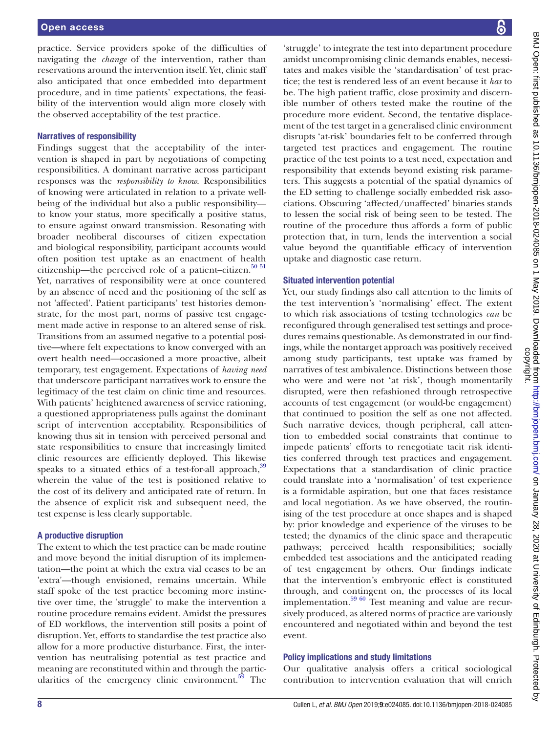practice. Service providers spoke of the difficulties of navigating the *change* of the intervention, rather than reservations around the intervention itself. Yet, clinic staff also anticipated that once embedded into department procedure, and in time patients' expectations, the feasibility of the intervention would align more closely with the observed acceptability of the test practice.

### Narratives of responsibility

Findings suggest that the acceptability of the intervention is shaped in part by negotiations of competing responsibilities. A dominant narrative across participant responses was the *responsibility to know*. Responsibilities of knowing were articulated in relation to a private well-being of the individual but also a public responsibility—to know your status, more specifically a positive status, to ensure against onward transmission. Resonating with broader neoliberal discourses of citizen expectation and biological responsibility, participant accounts would often position test uptake as an enactment of health citizenship—the perceived role of a patient–citizen.[50 51] Yet, narratives of responsibility were at once countered by an absence of need and the positioning of the self as not 'affected'. Patient participants' test histories demonstrate, for the most part, norms of passive test engagement made active in response to an altered sense of risk. Transitions from an assumed negative to a potential positive—where felt expectations to know converged with an overt health need—occasioned a more proactive, albeit temporary, test engagement. Expectations of *having need* that underscore participant narratives work to ensure the legitimacy of the test claim on clinic time and resources. With patients' heightened awareness of service rationing, a questioned appropriateness pulls against the dominant script of intervention acceptability. Responsibilities of knowing thus sit in tension with perceived personal and state responsibilities to ensure that increasingly limited clinic resources are efficiently deployed. This likewise speaks to a situated ethics of a test-for-all approach,[39] wherein the value of the test is positioned relative to the cost of its delivery and anticipated rate of return. In the absence of explicit risk and subsequent need, the test expense is less clearly supportable.

### A productive disruption

The extent to which the test practice can be made routine and move beyond the initial disruption of its implementation—the point at which the extra vial ceases to be an 'extra'—though envisioned, remains uncertain. While staff spoke of the test practice becoming more instinctive over time, the 'struggle' to make the intervention a routine procedure remains evident. Amidst the pressures of ED workflows, the intervention still posits a point of disruption. Yet, efforts to standardise the test practice also allow for a more productive disturbance. First, the intervention has neutralising potential as test practice and meaning are reconstituted within and through the particularities of the emergency clinic environment.[59] The 'struggle' to integrate the test into department procedure amidst uncompromising clinic demands enables, necessitates and makes visible the 'standardisation' of test practice; the test is rendered less of an event because it *has* to be. The high patient traffic, close proximity and discernible number of others tested make the routine of the procedure more evident. Second, the tentative displacement of the test target in a generalised clinic environment disrupts 'at-risk' boundaries felt to be conferred through targeted test practices and engagement. The routine practice of the test points to a test need, expectation and responsibility that extends beyond existing risk parameters. This suggests a potential of the spatial dynamics of the ED setting to challenge socially embedded risk associations. Obscuring 'affected/unaffected' binaries stands to lessen the social risk of being seen to be tested. The routine of the procedure thus affords a form of public protection that, in turn, lends the intervention a social value beyond the quantifiable efficacy of intervention uptake and diagnostic case return.

### Situated intervention potential

Yet, our study findings also call attention to the limits of the test intervention's 'normalising' effect. The extent to which risk associations of testing technologies *can* be reconfigured through generalised test settings and procedures remains questionable. As demonstrated in our findings, while the nontarget approach was positively received among study participants, test uptake was framed by narratives of test ambivalence. Distinctions between those who were and were not 'at risk', though momentarily disrupted, were then refashioned through retrospective accounts of test engagement (or would-be engagement) that continued to position the self as one not affected. Such narrative devices, though peripheral, call attention to embedded social constraints that continue to impede patients' efforts to renegotiate tacit risk identities conferred through test practices and engagement. Expectations that a standardisation of clinic practice could translate into a 'normalisation' of test experience is a formidable aspiration, but one that faces resistance and local negotiation. As we have observed, the routinising of the test procedure at once shapes and is shaped by: prior knowledge and experience of the viruses to be tested; the dynamics of the clinic space and therapeutic pathways; perceived health responsibilities; socially embedded test associations and the anticipated reading of test engagement by others. Our findings indicate that the intervention's embryonic effect is constituted through, and contingent on, the processes of its local implementation.[59 60] Test meaning and value are recursively produced, as altered norms of practice are variously encountered and negotiated within and beyond the test event.

### Policy implications and study limitations

Our qualitative analysis offers a critical sociological contribution to intervention evaluation that will enrich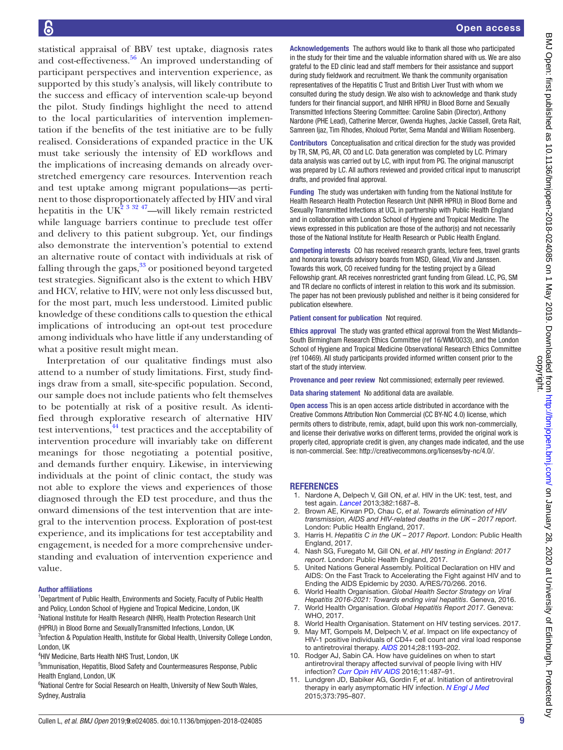statistical appraisal of BBV test uptake, diagnosis rates and cost-effectiveness.[56] An improved understanding of participant perspectives and intervention experience, as supported by this study's analysis, will likely contribute to the success and efficacy of intervention scale-up beyond the pilot. Study findings highlight the need to attend to the local particularities of intervention implementation if the benefits of the test initiative are to be fully realised. Considerations of expanded practice in the UK must take seriously the intensity of ED workflows and the implications of increasing demands on already overstretched emergency care resources. Intervention reach and test uptake among migrant populations—as pertinent to those disproportionately affected by HIV and viral hepatitis in the UK[2 3 32 47]—will likely remain restricted while language barriers continue to preclude test offer and delivery to this patient subgroup. Yet, our findings also demonstrate the intervention's potential to extend an alternative route of contact with individuals at risk of falling through the gaps,[33] or positioned beyond targeted test strategies. Significant also is the extent to which HBV and HCV, relative to HIV, were not only less discussed but, for the most part, much less understood. Limited public knowledge of these conditions calls to question the ethical implications of introducing an opt-out test procedure among individuals who have little if any understanding of what a positive result might mean.

Interpretation of our qualitative findings must also attend to a number of study limitations. First, study findings draw from a small, site-specific population. Second, our sample does not include patients who felt themselves to be potentially at risk of a positive result. As identified through explorative research of alternative HIV test interventions,[44] test practices and the acceptability of intervention procedure will invariably take on different meanings for those negotiating a potential positive, and demands further enquiry. Likewise, in interviewing individuals at the point of clinic contact, the study was not able to explore the views and experiences of those diagnosed through the ED test procedure, and thus the onward dimensions of the test intervention that are integral to the intervention process. Exploration of post-test experience, and its implications for test acceptability and engagement, is needed for a more comprehensive understanding and evaluation of intervention experience and value.

#### Author affiliations

[1]Department of Public Health, Environments and Society, Faculty of Public Health and Policy, London School of Hygiene and Tropical Medicine, London, UK
[2]National Institute for Health Research (NIHR), Health Protection Research Unit (HPRU) in Blood Borne and SexuallyTransmitted Infections, London, UK
[3]Infection & Population Health, Institute for Global Health, University College London, London, UK
[4]HIV Medicine, Barts Health NHS Trust, London, UK
[5]Immunisation, Hepatitis, Blood Safety and Countermeasures Response, Public Health England, London, UK
[6]National Centre for Social Research on Health, University of New South Wales, Sydney, Australia

**Acknowledgements** The authors would like to thank all those who participated in the study for their time and the valuable information shared with us. We are also grateful to the ED clinic lead and staff members for their assistance and support during study fieldwork and recruitment. We thank the community organisation representatives of the Hepatitis C Trust and British Liver Trust with whom we consulted during the study design. We also wish to acknowledge and thank study funders for their financial support, and NIHR HPRU in Blood Borne and Sexually Transmitted Infections Steering Committee: Caroline Sabin (Director), Anthony Nardone (PHE Lead), Catherine Mercer, Gwenda Hughes, Jackie Cassell, Greta Rait, Samreen Ijaz, Tim Rhodes, Kholoud Porter, Sema Mandal and William Rosenberg.

**Contributors** Conceptualisation and critical direction for the study was provided by TR, SM, PG, AR, CO and LC. Data generation was completed by LC. Primary data analysis was carried out by LC, with input from PG. The original manuscript was prepared by LC. All authors reviewed and provided critical input to manuscript drafts, and provided final approval.

**Funding** The study was undertaken with funding from the National Institute for Health Research Health Protection Research Unit (NIHR HPRU) in Blood Borne and Sexually Transmitted Infections at UCL in partnership with Public Health England and in collaboration with London School of Hygiene and Tropical Medicine. The views expressed in this publication are those of the author(s) and not necessarily those of the National Institute for Health Research or Public Health England.

**Competing interests** CO has received research grants, lecture fees, travel grants and honoraria towards advisory boards from MSD, Gilead, Viiv and Janssen. Towards this work, CO received funding for the testing project by a Gilead Fellowship grant. AR receives nonrestricted grant funding from Gilead. LC, PG, SM and TR declare no conflicts of interest in relation to this work and its submission. The paper has not been previously published and neither is it being considered for publication elsewhere.

**Patient consent for publication** Not required.

**Ethics approval** The study was granted ethical approval from the West Midlands–South Birmingham Research Ethics Committee (ref 16/WM/0033), and the London School of Hygiene and Tropical Medicine Observational Research Ethics Committee (ref 10469). All study participants provided informed written consent prior to the start of the study interview.

**Provenance and peer review** Not commissioned; externally peer reviewed.

**Data sharing statement** No additional data are available.

**Open access** This is an open access article distributed in accordance with the Creative Commons Attribution Non Commercial (CC BY-NC 4.0) license, which permits others to distribute, remix, adapt, build upon this work non-commercially, and license their derivative works on different terms, provided the original work is properly cited, appropriate credit is given, any changes made indicated, and the use is non-commercial. See: http://creativecommons.org/licenses/by-nc/4.0/.

## REFERENCES

1. Nardone A, Delpech V, Gill ON, *et al*. HIV in the UK: test, test, and test again. *Lancet* 2013;382:1687–8.
2. Brown AE, Kirwan PD, Chau C, *et al*. *Towards elimination of HIV transmission, AIDS and HIV-related deaths in the UK – 2017 report*. London: Public Health England, 2017.
3. Harris H. *Hepatitis C in the UK – 2017 Report*. London: Public Health England, 2017.
4. Nash SG, Furegato M, Gill ON, *et al*. *HIV testing in England: 2017 report*. London: Public Health England, 2017.
5. United Nations General Assembly. Political Declaration on HIV and AIDS: On the Fast Track to Accelerating the Fight against HIV and to Ending the AIDS Epidemic by 2030. A/RES/70/266. 2016.
6. World Health Organisation. *Global Health Sector Strategy on Viral Hepatitis 2016-2021: Towards ending viral hepatitis*. Geneva, 2016.
7. World Health Organisation. *Global Hepatitis Report 2017*. Geneva: WHO, 2017.
8. World Health Organisation. Statement on HIV testing services. 2017.
9. May MT, Gompels M, Delpech V, *et al*. Impact on life expectancy of HIV-1 positive individuals of CD4+ cell count and viral load response to antiretroviral therapy. *AIDS* 2014;28:1193–202.
10. Rodger AJ, Sabin CA. How have guidelines on when to start antiretroviral therapy affected survival of people living with HIV infection? *Curr Opin HIV AIDS* 2016;11:487–91.
11. Lundgren JD, Babiker AG, Gordin F, *et al*. Initiation of antiretroviral therapy in early asymptomatic HIV infection. *N Engl J Med* 2015;373:795–807.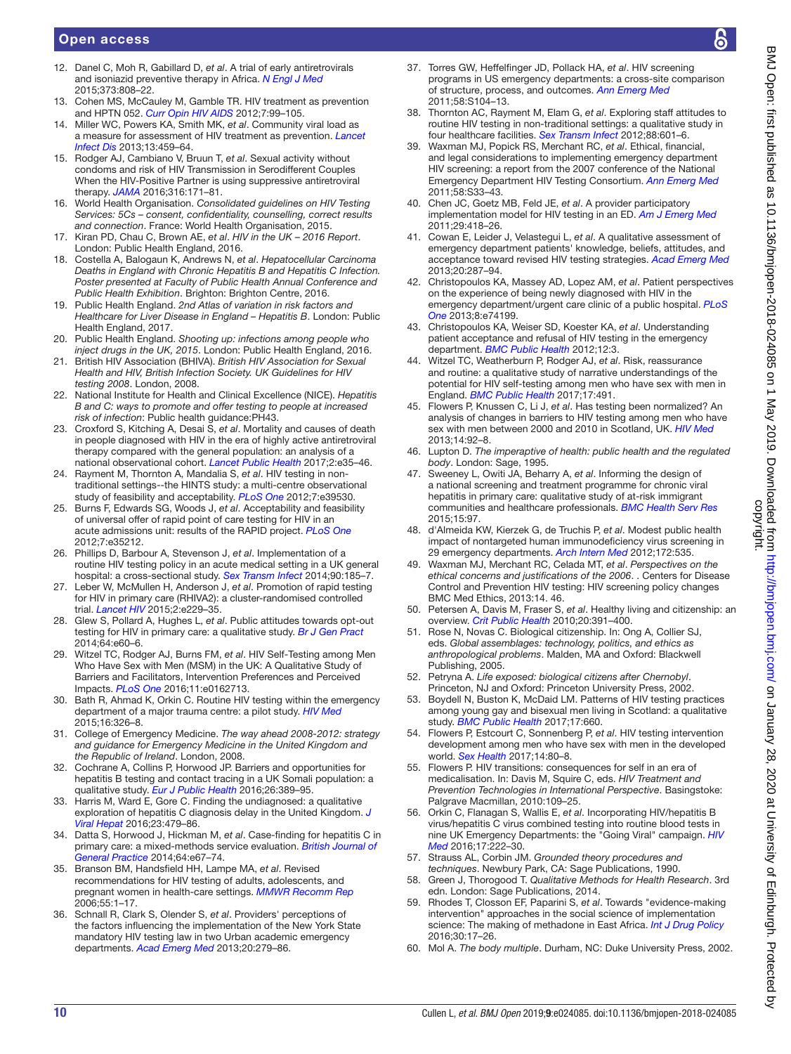12. Danel C, Moh R, Gabillard D, *et al*. A trial of early antiretrovirals and isoniazid preventive therapy in Africa. *N Engl J Med* 2015;373:808–22.
13. Cohen MS, McCauley M, Gamble TR. HIV treatment as prevention and HPTN 052. *Curr Opin HIV AIDS* 2012;7:99–105.
14. Miller WC, Powers KA, Smith MK, *et al*. Community viral load as a measure for assessment of HIV treatment as prevention. *Lancet Infect Dis* 2013;13:459–64.
15. Rodger AJ, Cambiano V, Bruun T, *et al*. Sexual activity without condoms and risk of HIV Transmission in Serodifferent Couples When the HIV-Positive Partner is using suppressive antiretroviral therapy. *JAMA* 2016;316:171–81.
16. World Health Organisation. *Consolidated guidelines on HIV Testing Services: 5Cs – consent, confidentiality, counselling, correct results and connection*. France: World Health Organisation, 2015.
17. Kiran PD, Chau C, Brown AE, *et al*. *HIV in the UK – 2016 Report*. London: Public Health England, 2016.
18. Costella A, Balogaun K, Andrews N, *et al*. *Hepatocellular Carcinoma Deaths in England with Chronic Hepatitis B and Hepatitis C Infection. Poster presented at Faculty of Public Health Annual Conference and Public Health Exhibition*. Brighton: Brighton Centre, 2016.
19. Public Health England. *2nd Atlas of variation in risk factors and Healthcare for Liver Disease in England – Hepatitis B*. London: Public Health England, 2017.
20. Public Health England. *Shooting up: infections among people who inject drugs in the UK, 2015*. London: Public Health England, 2016.
21. British HIV Association (BHIVA). *British HIV Association for Sexual Health and HIV, British Infection Society. UK Guidelines for HIV testing 2008*. London, 2008.
22. National Institute for Health and Clinical Excellence (NICE). *Hepatitis B and C: ways to promote and offer testing to people at increased risk of infection*: Public health guidance:PH43.
23. Croxford S, Kitching A, Desai S, *et al*. Mortality and causes of death in people diagnosed with HIV in the era of highly active antiretroviral therapy compared with the general population: an analysis of a national observational cohort. *Lancet Public Health* 2017;2:e35–46.
24. Rayment M, Thornton A, Mandalia S, *et al*. HIV testing in non-traditional settings--the HINTS study: a multi-centre observational study of feasibility and acceptability. *PLoS One* 2012;7:e39530.
25. Burns F, Edwards SG, Woods J, *et al*. Acceptability and feasibility of universal offer of rapid point of care testing for HIV in an acute admissions unit: results of the RAPID project. *PLoS One* 2012;7:e35212.
26. Phillips D, Barbour A, Stevenson J, *et al*. Implementation of a routine HIV testing policy in an acute medical setting in a UK general hospital: a cross-sectional study. *Sex Transm Infect* 2014;90:185–7.
27. Leber W, McMullen H, Anderson J, *et al*. Promotion of rapid testing for HIV in primary care (RHIVA2): a cluster-randomised controlled trial. *Lancet HIV* 2015;2:e229–35.
28. Glew S, Pollard A, Hughes L, *et al*. Public attitudes towards opt-out testing for HIV in primary care: a qualitative study. *Br J Gen Pract* 2014;64:e60–6.
29. Witzel TC, Rodger AJ, Burns FM, *et al*. HIV Self-Testing among Men Who Have Sex with Men (MSM) in the UK: A Qualitative Study of Barriers and Facilitators, Intervention Preferences and Perceived Impacts. *PLoS One* 2016;11:e0162713.
30. Bath R, Ahmad K, Orkin C. Routine HIV testing within the emergency department of a major trauma centre: a pilot study. *HIV Med* 2015;16:326–8.
31. College of Emergency Medicine. *The way ahead 2008-2012: strategy and guidance for Emergency Medicine in the United Kingdom and the Republic of Ireland*. London, 2008.
32. Cochrane A, Collins P, Horwood JP. Barriers and opportunities for hepatitis B testing and contact tracing in a UK Somali population: a qualitative study. *Eur J Public Health* 2016;26:389–95.
33. Harris M, Ward E, Gore C. Finding the undiagnosed: a qualitative exploration of hepatitis C diagnosis delay in the United Kingdom. *J Viral Hepat* 2016;23:479–86.
34. Datta S, Horwood J, Hickman M, *et al*. Case-finding for hepatitis C in primary care: a mixed-methods service evaluation. *British Journal of General Practice* 2014;64:e67–74.
35. Branson BM, Handsfield HH, Lampe MA, *et al*. Revised recommendations for HIV testing of adults, adolescents, and pregnant women in health-care settings. *MMWR Recomm Rep* 2006;55:1–17.
36. Schnall R, Clark S, Olender S, *et al*. Providers' perceptions of the factors influencing the implementation of the New York State mandatory HIV testing law in two Urban academic emergency departments. *Acad Emerg Med* 2013;20:279–86.
37. Torres GW, Heffelfinger JD, Pollack HA, *et al*. HIV screening programs in US emergency departments: a cross-site comparison of structure, process, and outcomes. *Ann Emerg Med* 2011;58:S104–13.
38. Thornton AC, Rayment M, Elam G, *et al*. Exploring staff attitudes to routine HIV testing in non-traditional settings: a qualitative study in four healthcare facilities. *Sex Transm Infect* 2012;88:601–6.
39. Waxman MJ, Popick RS, Merchant RC, *et al*. Ethical, financial, and legal considerations to implementing emergency department HIV screening: a report from the 2007 conference of the National Emergency Department HIV Testing Consortium. *Ann Emerg Med* 2011;58:S33–43.
40. Chen JC, Goetz MB, Feld JE, *et al*. A provider participatory implementation model for HIV testing in an ED. *Am J Emerg Med* 2011;29:418–26.
41. Cowan E, Leider J, Velastegui L, *et al*. A qualitative assessment of emergency department patients' knowledge, beliefs, attitudes, and acceptance toward revised HIV testing strategies. *Acad Emerg Med* 2013;20:287–94.
42. Christopoulos KA, Massey AD, Lopez AM, *et al*. Patient perspectives on the experience of being newly diagnosed with HIV in the emergency department/urgent care clinic of a public hospital. *PLoS One* 2013;8:e74199.
43. Christopoulos KA, Weiser SD, Koester KA, *et al*. Understanding patient acceptance and refusal of HIV testing in the emergency department. *BMC Public Health* 2012;12:3.
44. Witzel TC, Weatherburn P, Rodger AJ, *et al*. Risk, reassurance and routine: a qualitative study of narrative understandings of the potential for HIV self-testing among men who have sex with men in England. *BMC Public Health* 2017;17:491.
45. Flowers P, Knussen C, Li J, *et al*. Has testing been normalized? An analysis of changes in barriers to HIV testing among men who have sex with men between 2000 and 2010 in Scotland, UK. *HIV Med* 2013;14:92–8.
46. Lupton D. *The imperative of health: public health and the regulated body*. London: Sage, 1995.
47. Sweeney L, Owiti JA, Beharry A, *et al*. Informing the design of a national screening and treatment programme for chronic viral hepatitis in primary care: qualitative study of at-risk immigrant communities and healthcare professionals. *BMC Health Serv Res* 2015;15:97.
48. d'Almeida KW, Kierzek G, de Truchis P, *et al*. Modest public health impact of nontargeted human immunodeficiency virus screening in 29 emergency departments. *Arch Intern Med* 2012;172:535.
49. Waxman MJ, Merchant RC, Celada MT, *et al*. *Perspectives on the ethical concerns and justifications of the 2006*. . Centers for Disease Control and Prevention HIV testing: HIV screening policy changes BMC Med Ethics, 2013:14. 46.
50. Petersen A, Davis M, Fraser S, *et al*. Healthy living and citizenship: an overview. *Crit Public Health* 2010;20:391–400.
51. Rose N, Novas C. Biological citizenship. In: Ong A, Collier SJ, eds. *Global assemblages: technology, politics, and ethics as anthropological problems*. Malden, MA and Oxford: Blackwell Publishing, 2005.
52. Petryna A. *Life exposed: biological citizens after Chernobyl*. Princeton, NJ and Oxford: Princeton University Press, 2002.
53. Boydell N, Buston K, McDaid LM. Patterns of HIV testing practices among young gay and bisexual men living in Scotland: a qualitative study. *BMC Public Health* 2017;17:660.
54. Flowers P, Estcourt C, Sonnenberg P, *et al*. HIV testing intervention development among men who have sex with men in the developed world. *Sex Health* 2017;14:80–8.
55. Flowers P. HIV transitions: consequences for self in an era of medicalisation. In: Davis M, Squire C, eds. *HIV Treatment and Prevention Technologies in International Perspective*. Basingstoke: Palgrave Macmillan, 2010:109–25.
56. Orkin C, Flanagan S, Wallis E, *et al*. Incorporating HIV/hepatitis B virus/hepatitis C virus combined testing into routine blood tests in nine UK Emergency Departments: the "Going Viral" campaign. *HIV Med* 2016;17:222–30.
57. Strauss AL, Corbin JM. *Grounded theory procedures and techniques*. Newbury Park, CA: Sage Publications, 1990.
58. Green J, Thorogood T. *Qualitative Methods for Health Research*. 3rd edn. London: Sage Publications, 2014.
59. Rhodes T, Closson EF, Paparini S, *et al*. Towards "evidence-making intervention" approaches in the social science of implementation science: The making of methadone in East Africa. *Int J Drug Policy* 2016;30:17–26.
60. Mol A. *The body multiple*. Durham, NC: Duke University Press, 2002.